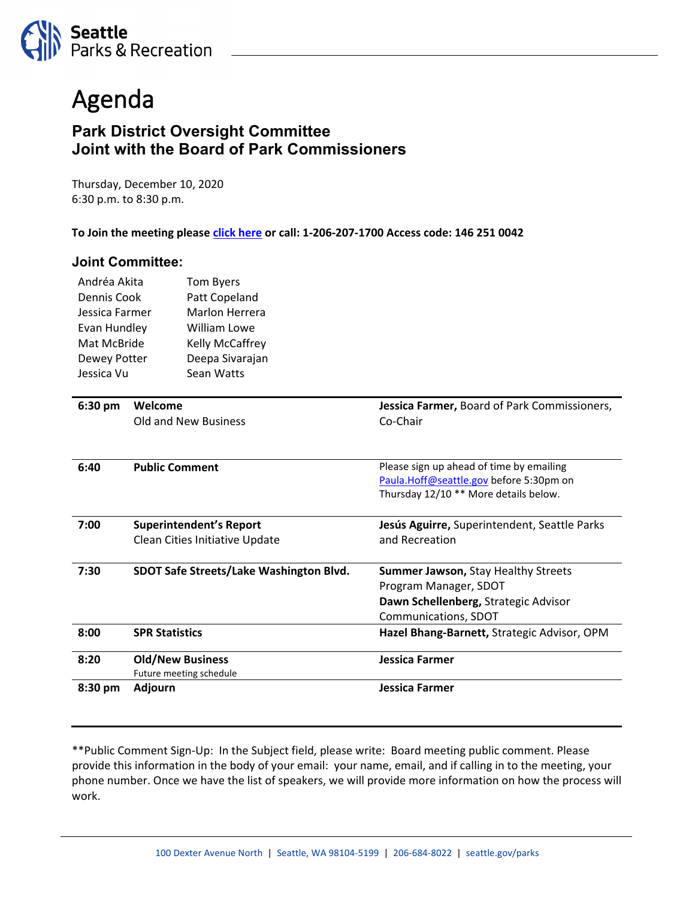Seattle Parks & Recreation

# Agenda

## Park District Oversight Committee
## Joint with the Board of Park Commissioners

Thursday, December 10, 2020
6:30 p.m. to 8:30 p.m.

**To Join the meeting please click here or call: 1-206-207-1700 Access code: 146 251 0042**

### Joint Committee:

| | |
|---|---|
| Andréa Akita | Tom Byers |
| Dennis Cook | Patt Copeland |
| Jessica Farmer | Marlon Herrera |
| Evan Hundley | William Lowe |
| Mat McBride | Kelly McCaffrey |
| Dewey Potter | Deepa Sivarajan |
| Jessica Vu | Sean Watts |

| | | |
|---|---|---|
| **6:30 pm** | **Welcome**<br>Old and New Business | **Jessica Farmer,** Board of Park Commissioners, Co-Chair |
| **6:40** | **Public Comment** | Please sign up ahead of time by emailing Paula.Hoff@seattle.gov before 5:30pm on Thursday 12/10 ** More details below. |
| **7:00** | **Superintendent's Report**<br>Clean Cities Initiative Update | **Jesús Aguirre,** Superintendent, Seattle Parks and Recreation |
| **7:30** | **SDOT Safe Streets/Lake Washington Blvd.** | **Summer Jawson,** Stay Healthy Streets Program Manager, SDOT<br>**Dawn Schellenberg,** Strategic Advisor Communications, SDOT |
| **8:00** | **SPR Statistics** | **Hazel Bhang-Barnett,** Strategic Advisor, OPM |
| **8:20** | **Old/New Business**<br>Future meeting schedule | **Jessica Farmer** |
| **8:30 pm** | **Adjourn** | **Jessica Farmer** |

**Public Comment Sign-Up: In the Subject field, please write: Board meeting public comment. Please provide this information in the body of your email: your name, email, and if calling in to the meeting, your phone number. Once we have the list of speakers, we will provide more information on how the process will work.

100 Dexter Avenue North | Seattle, WA 98104-5199 | 206-684-8022 | seattle.gov/parks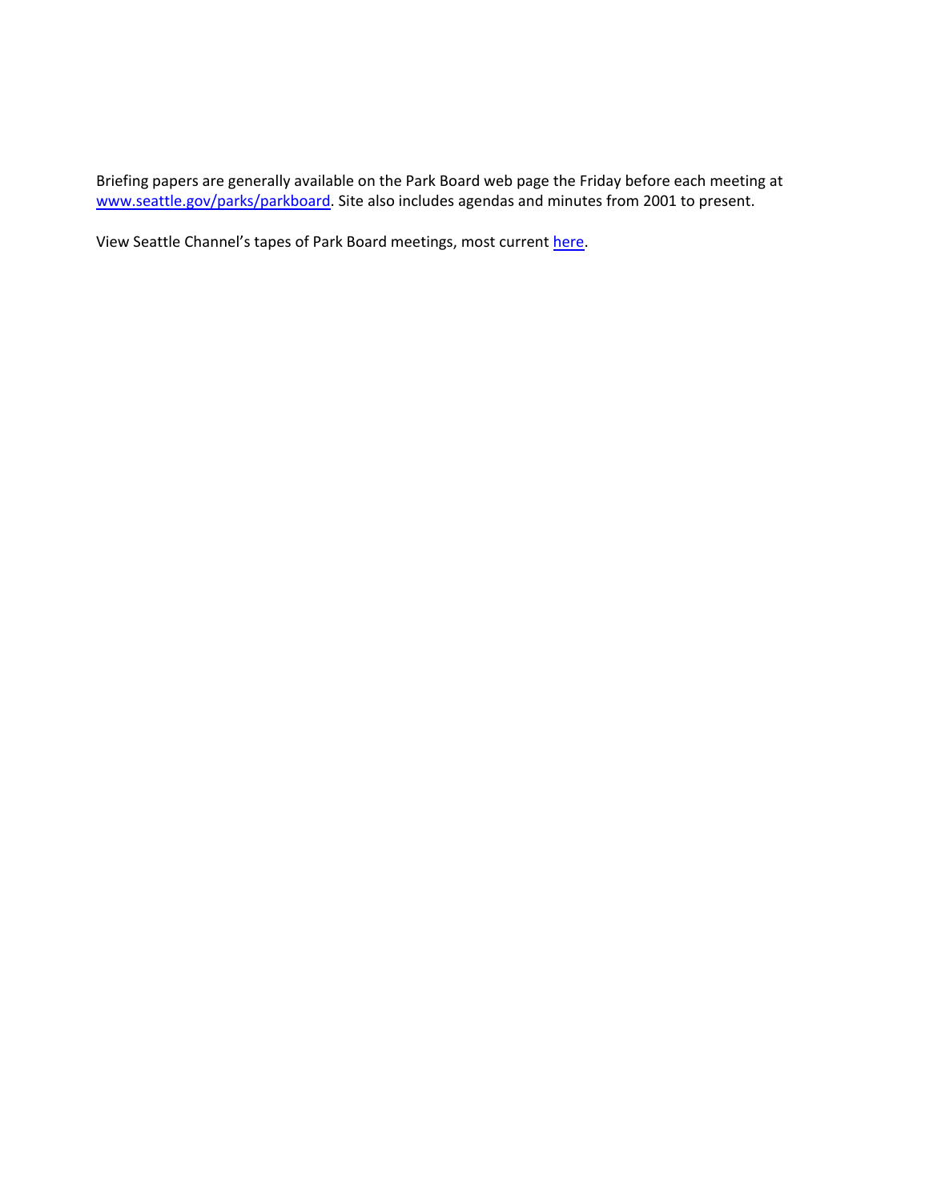Briefing papers are generally available on the Park Board web page the Friday before each meeting at [www.seattle.gov/parks/parkboard](http://www.seattle.gov/parks/parkboard). Site also includes agendas and minutes from 2001 to present.

View Seattle Channel's tapes of Park Board meetings, most current here.